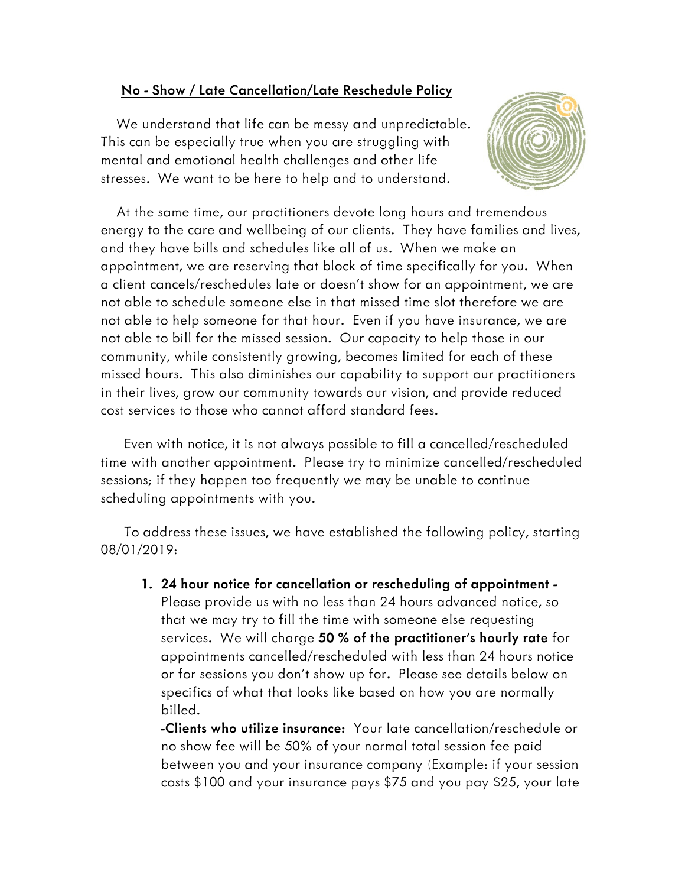## <u>No - Show / Late Cancellation/Late Reschedule Policy</u>

We understand that life can be messy and unpredictable. This can be especially true when you are struggling with mental and emotional health challenges and other life stresses. We want to be here to help and to understand.

At the same time, our practitioners devote long hours and tremendous energy to the care and wellbeing of our clients. They have families and lives, and they have bills and schedules like all of us. When we make an appointment, we are reserving that block of time specifically for you. When a client cancels/reschedules late or doesn't show for an appointment, we are not able to schedule someone else in that missed time slot therefore we are not able to help someone for that hour. Even if you have insurance, we are not able to bill for the missed session. Our capacity to help those in our community, while consistently growing, becomes limited for each of these missed hours. This also diminishes our capability to support our practitioners in their lives, grow our community towards our vision, and provide reduced cost services to those who cannot afford standard fees.

Even with notice, it is not always possible to fill a cancelled/rescheduled time with another appointment. Please try to minimize cancelled/rescheduled sessions; if they happen too frequently we may be unable to continue scheduling appointments with you.

To address these issues, we have established the following policy, starting 08/01/2019:

1. **24 hour notice for cancellation or rescheduling of appointment -** Please provide us with no less than 24 hours advanced notice, so that we may try to fill the time with someone else requesting services. We will charge **50 % of the practitioner's hourly rate** for appointments cancelled/rescheduled with less than 24 hours notice or for sessions you don't show up for. Please see details below on specifics of what that looks like based on how you are normally billed.

   **-Clients who utilize insurance:** Your late cancellation/reschedule or no show fee will be 50% of your normal total session fee paid between you and your insurance company (Example: if your session costs $100 and your insurance pays $75 and you pay $25, your late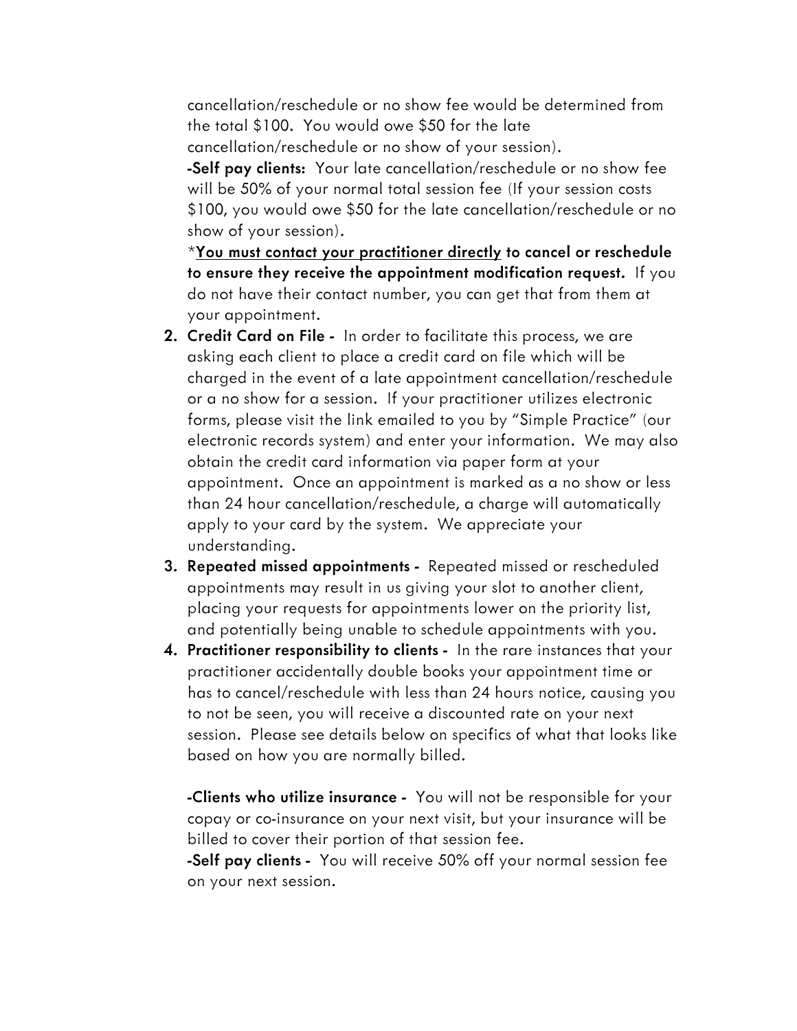cancellation/reschedule or no show fee would be determined from the total $100. You would owe $50 for the late cancellation/reschedule or no show of your session).

**-Self pay clients:** Your late cancellation/reschedule or no show fee will be 50% of your normal total session fee (If your session costs $100, you would owe $50 for the late cancellation/reschedule or no show of your session).

*<u>**You must contact your practitioner directly**</u> **to cancel or reschedule to ensure they receive the appointment modification request.** If you do not have their contact number, you can get that from them at your appointment.

2. **Credit Card on File -** In order to facilitate this process, we are asking each client to place a credit card on file which will be charged in the event of a late appointment cancellation/reschedule or a no show for a session. If your practitioner utilizes electronic forms, please visit the link emailed to you by "Simple Practice" (our electronic records system) and enter your information. We may also obtain the credit card information via paper form at your appointment. Once an appointment is marked as a no show or less than 24 hour cancellation/reschedule, a charge will automatically apply to your card by the system. We appreciate your understanding.
3. **Repeated missed appointments -** Repeated missed or rescheduled appointments may result in us giving your slot to another client, placing your requests for appointments lower on the priority list, and potentially being unable to schedule appointments with you.
4. **Practitioner responsibility to clients -** In the rare instances that your practitioner accidentally double books your appointment time or has to cancel/reschedule with less than 24 hours notice, causing you to not be seen, you will receive a discounted rate on your next session. Please see details below on specifics of what that looks like based on how you are normally billed.

   **-Clients who utilize insurance -** You will not be responsible for your copay or co-insurance on your next visit, but your insurance will be billed to cover their portion of that session fee.

   **-Self pay clients -** You will receive 50% off your normal session fee on your next session.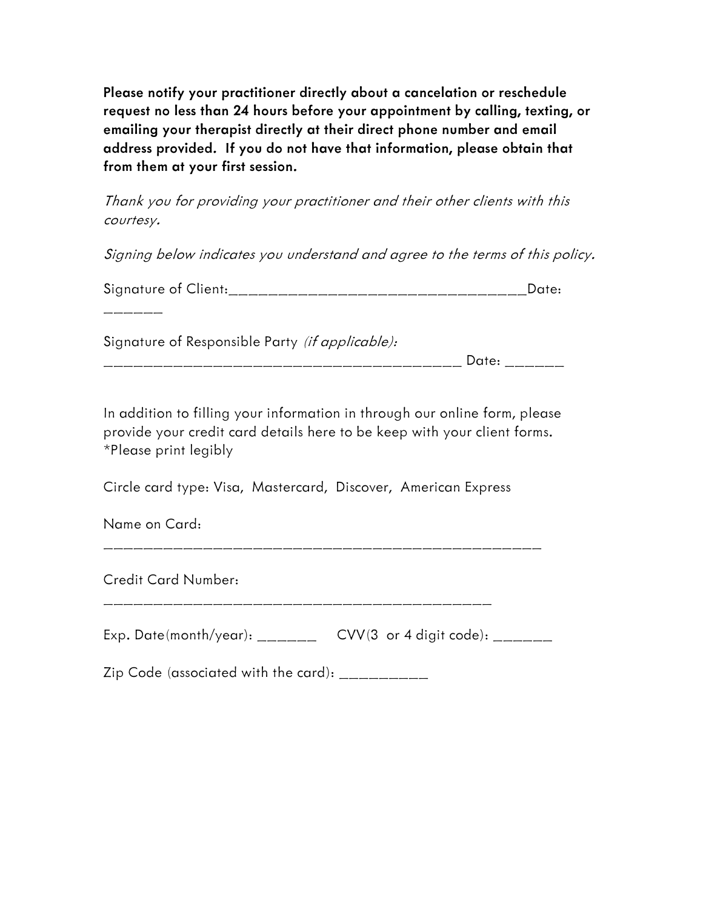**Please notify your practitioner directly about a cancelation or reschedule request no less than 24 hours before your appointment by calling, texting, or emailing your therapist directly at their direct phone number and email address provided. If you do not have that information, please obtain that from them at your first session.**

*Thank you for providing your practitioner and their other clients with this courtesy.*

*Signing below indicates you understand and agree to the terms of this policy.*

Signature of Client:___________________________________Date: ______

Signature of Responsible Party *(if applicable):* ________________________________________ Date: ______

In addition to filling your information in through our online form, please provide your credit card details here to be keep with your client forms. *Please print legibly

Circle card type: Visa, Mastercard, Discover, American Express

Name on Card: __________________________________________________

Credit Card Number: ____________________________________________

Exp. Date(month/year): ______ CVV(3 or 4 digit code): ______

Zip Code (associated with the card): __________